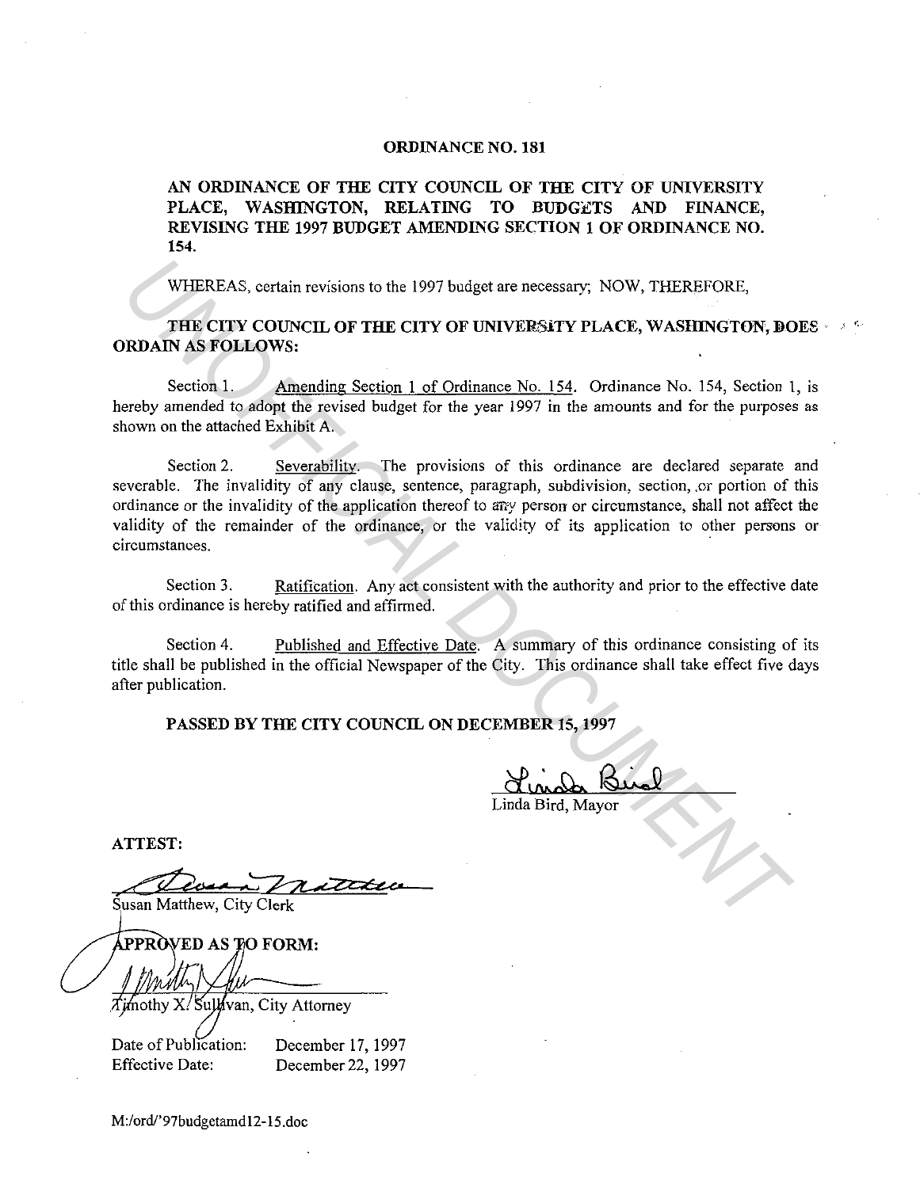# ORDINANCE NO. 181

**AN ORDINANCE OF THE CITY COUNCIL OF THE CITY OF UNIVERSITY PLACE, WASHINGTON, RELATING TO BUDGETS AND FINANCE, REVISING THE 1997 BUDGET AMENDING SECTION 1 OF ORDINANCE NO. 154.**

WHEREAS, certain revisions to the 1997 budget are necessary; NOW, THEREFORE,

**THE CITY COUNCIL OF THE CITY OF UNIVERSITY PLACE, WASHINGTON, DOES ORDAIN AS FOLLOWS:**

Section 1. Amending Section 1 of Ordinance No. 154. Ordinance No. 154, Section 1, is hereby amended to adopt the revised budget for the year 1997 in the amounts and for the purposes as shown on the attached Exhibit A.

Section 2. Severability. The provisions of this ordinance are declared separate and severable. The invalidity of any clause, sentence, paragraph, subdivision, section, or portion of this ordinance or the invalidity of the application thereof to any person or circumstance, shall not affect the validity of the remainder of the ordinance, or the validity of its application to other persons or circumstances.

Section 3. Ratification. Any act consistent with the authority and prior to the effective date of this ordinance is hereby ratified and affirmed.

Section 4. Published and Effective Date. A summary of this ordinance consisting of its title shall be published in the official Newspaper of the City. This ordinance shall take effect five days after publication.

**PASSED BY THE CITY COUNCIL ON DECEMBER 15, 1997**

Linda Bird, Mayor

**ATTEST:**

Susan Matthew, City Clerk

**APPROVED AS TO FORM:**

Timothy X. Sullivan, City Attorney

Date of Publication: December 17, 1997
Effective Date: December 22, 1997

M:/ord/'97budgetamd12-15.doc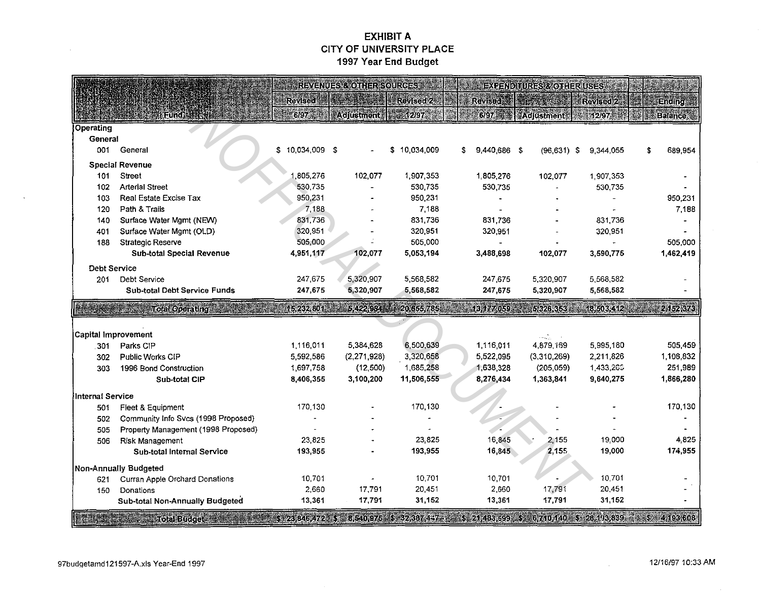# EXHIBIT A
## CITY OF UNIVERSITY PLACE
### 1997 Year End Budget

| Fund | | REVENUES & OTHER SOURCES | | | EXPENDITURES & OTHER USES | | | |
|---|---|---|---|---|---|---|---|---|
| | | Revised 6/97 | Adjustment | Revised 2 12/97 | Revised 6/97 | Adjustment | Revised 2 12/97 | Ending Balance |
| **Operating** | | | | | | | | |
| **General** | | | | | | | | |
| 001 | General | $ 10,034,009 | $ - | $ 10,034,009 | $ 9,440,686 | $ (96,631) | $ 9,344,055 | $ 689,954 |
| **Special Revenue** | | | | | | | | |
| 101 | Street | 1,805,276 | 102,077 | 1,907,353 | 1,805,276 | 102,077 | 1,907,353 | - |
| 102 | Arterial Street | 530,735 | - | 530,735 | 530,735 | - | 530,735 | - |
| 103 | Real Estate Excise Tax | 950,231 | - | 950,231 | - | - | - | 950,231 |
| 120 | Path & Trails | 7,188 | - | 7,188 | - | - | - | 7,188 |
| 140 | Surface Water Mgmt (NEW) | 831,736 | - | 831,736 | 831,736 | - | 831,736 | - |
| 401 | Surface Water Mgmt (OLD) | 320,951 | - | 320,951 | 320,951 | - | 320,951 | - |
| 188 | Strategic Reserve | 505,000 | - | 505,000 | - | - | - | 505,000 |
| | **Sub-total Special Revenue** | **4,951,117** | **102,077** | **5,053,194** | **3,488,698** | **102,077** | **3,590,775** | **1,462,419** |
| **Debt Service** | | | | | | | | |
| 201 | Debt Service | 247,675 | 5,320,907 | 5,568,582 | 247,675 | 5,320,907 | 5,568,582 | - |
| | **Sub-total Debt Service Funds** | **247,675** | **5,320,907** | **5,568,582** | **247,675** | **5,320,907** | **5,568,582** | - |
| | **Total Operating** | **15,232,801** | **5,422,984** | **20,655,785** | **13,177,059** | **5,326,353** | **18,503,412** | **2,152,373** |
| **Capital Improvement** | | | | | | | | |
| 301 | Parks CIP | 1,116,011 | 5,384,628 | 6,500,639 | 1,116,011 | 4,879,169 | 5,995,180 | 505,459 |
| 302 | Public Works CIP | 5,592,586 | (2,271,928) | 3,320,658 | 5,522,095 | (3,310,269) | 2,211,826 | 1,108,832 |
| 303 | 1996 Bond Construction | 1,697,758 | (12,500) | 1,685,258 | 1,638,328 | (205,059) | 1,433,269 | 251,989 |
| | **Sub-total CIP** | **8,406,355** | **3,100,200** | **11,506,555** | **8,276,434** | **1,363,841** | **9,640,275** | **1,866,280** |
| **Internal Service** | | | | | | | | |
| 501 | Fleet & Equipment | 170,130 | - | 170,130 | - | - | - | 170,130 |
| 502 | Community Info Svcs (1998 Proposed) | - | - | - | - | - | - | - |
| 505 | Property Management (1998 Proposed) | - | - | - | - | - | - | - |
| 506 | Risk Management | 23,825 | - | 23,825 | 16,845 | 2,155 | 19,000 | 4,825 |
| | **Sub-total Internal Service** | **193,955** | - | **193,955** | **16,845** | **2,155** | **19,000** | **174,955** |
| **Non-Annually Budgeted** | | | | | | | | |
| 621 | Curran Apple Orchard Donations | 10,701 | - | 10,701 | 10,701 | - | 10,701 | - |
| 150 | Donations | 2,660 | 17,791 | 20,451 | 2,660 | 17,791 | 20,451 | - |
| | **Sub-total Non-Annually Budgeted** | **13,361** | **17,791** | **31,152** | **13,361** | **17,791** | **31,152** | - |
| | **Total Budget** | **$ 23,846,472** | **$ 8,540,975** | **$ 32,387,447** | **$ 21,483,699** | **$ 6,710,140** | **$ 28,193,839** | **$ 4,193,608** |

97budgetamd121597-A.xls Year-End 1997

12/16/97 10:33 AM